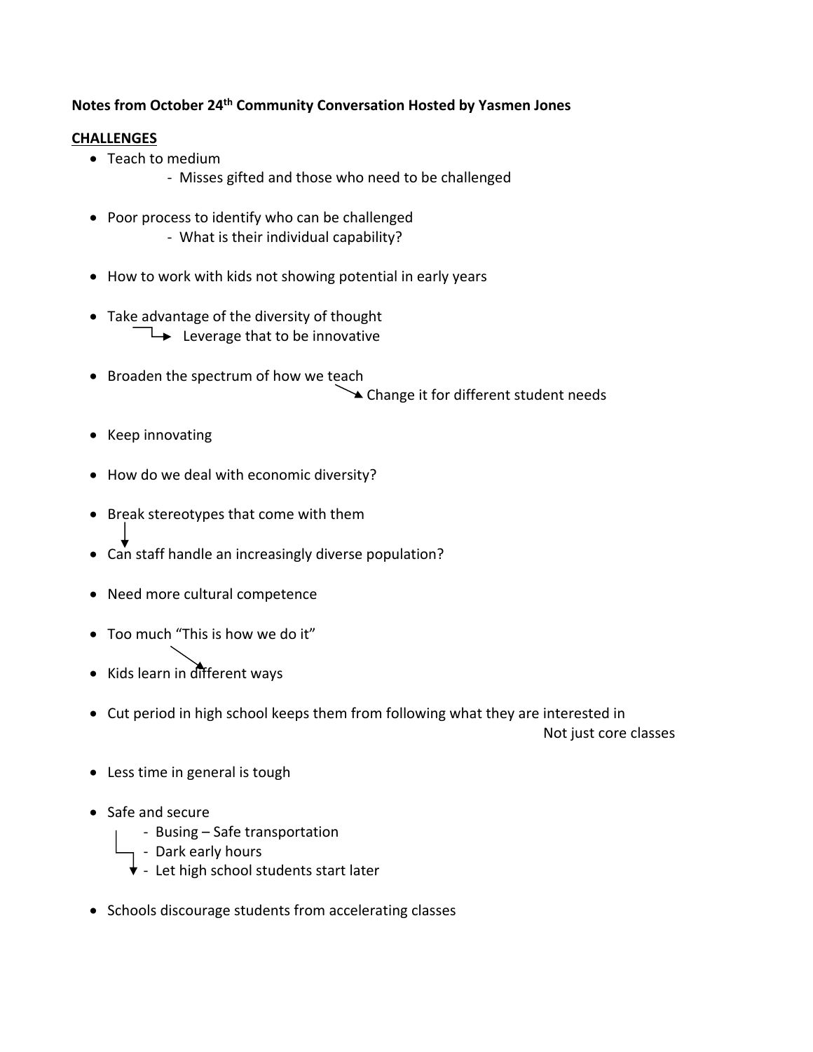**Notes from October 24th Community Conversation Hosted by Yasmen Jones**

**CHALLENGES**

- Teach to medium
  - Misses gifted and those who need to be challenged

- Poor process to identify who can be challenged
  - What is their individual capability?

- How to work with kids not showing potential in early years

- Take advantage of the diversity of thought
  → Leverage that to be innovative

- Broaden the spectrum of how we teach
  → Change it for different student needs

- Keep innovating

- How do we deal with economic diversity?

- Break stereotypes that come with them
  ↓
- Can staff handle an increasingly diverse population?

- Need more cultural competence

- Too much "This is how we do it"
  ↘
- Kids learn in different ways

- Cut period in high school keeps them from following what they are interested in
  Not just core classes

- Less time in general is tough

- Safe and secure
  - Busing – Safe transportation
  - Dark early hours
  - Let high school students start later

- Schools discourage students from accelerating classes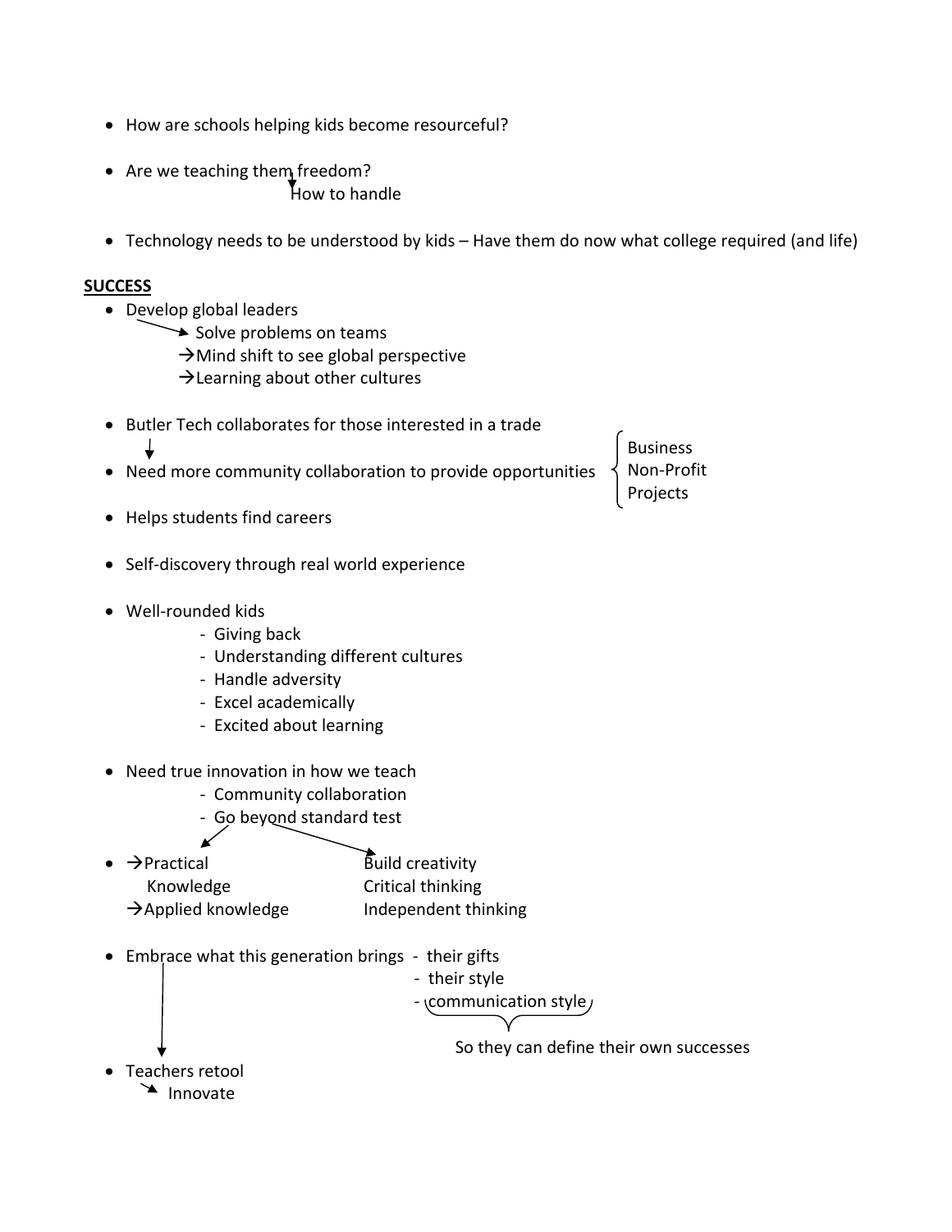- How are schools helping kids become resourceful?

- Are we teaching them freedom?
  - How to handle

- Technology needs to be understood by kids – Have them do now what college required (and life)

**SUCCESS**

- Develop global leaders
  - Solve problems on teams
  - →Mind shift to see global perspective
  - →Learning about other cultures

- Butler Tech collaborates for those interested in a trade

- Need more community collaboration to provide opportunities
  - Business
  - Non-Profit
  - Projects

- Helps students find careers

- Self-discovery through real world experience

- Well-rounded kids
  - Giving back
  - Understanding different cultures
  - Handle adversity
  - Excel academically
  - Excited about learning

- Need true innovation in how we teach
  - Community collaboration
  - Go beyond standard test

- →Practical Knowledge
  →Applied knowledge

  Build creativity
  Critical thinking
  Independent thinking

- Embrace what this generation brings
  - their gifts
  - their style
  - communication style

  So they can define their own successes

- Teachers retool
  - Innovate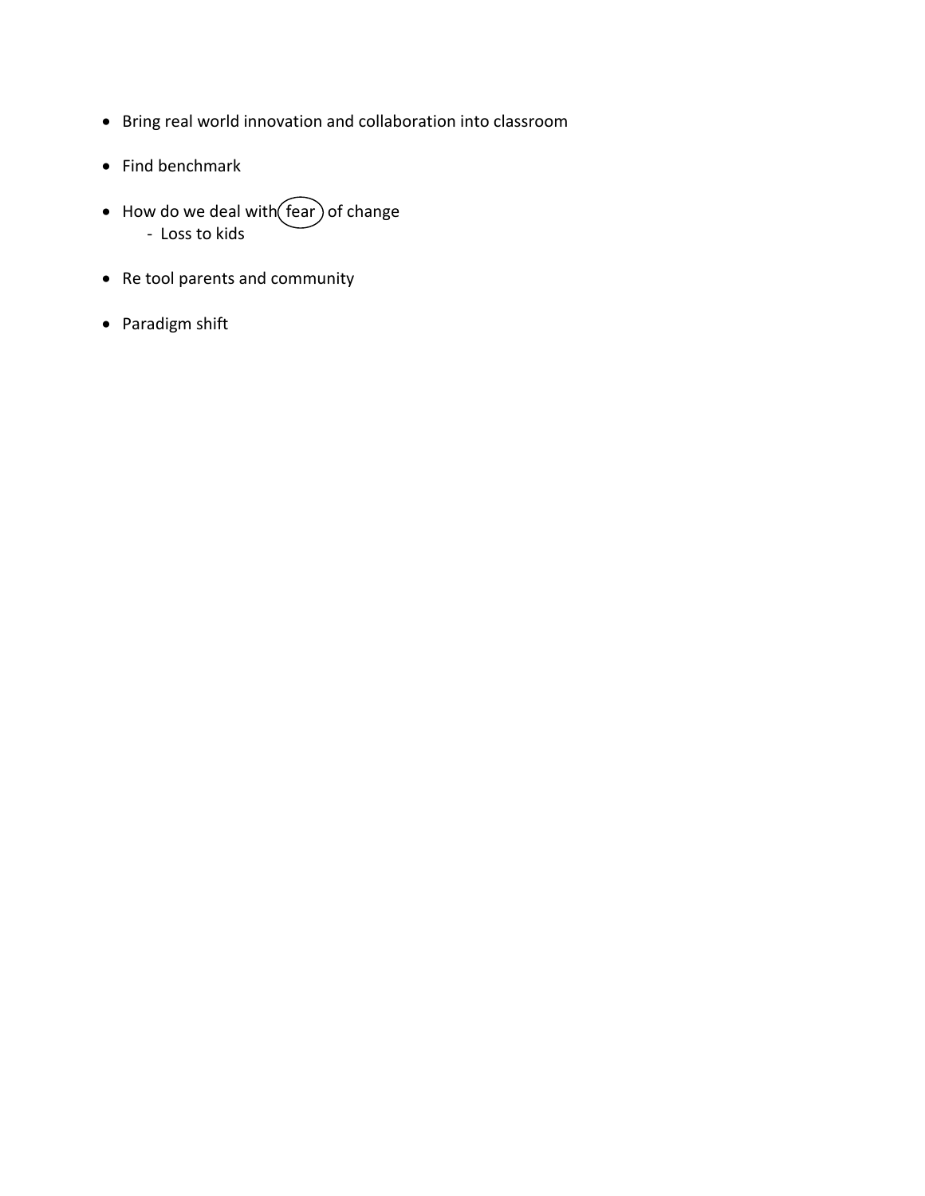- Bring real world innovation and collaboration into classroom
- Find benchmark
- How do we deal with fear of change
    - Loss to kids
- Re tool parents and community
- Paradigm shift